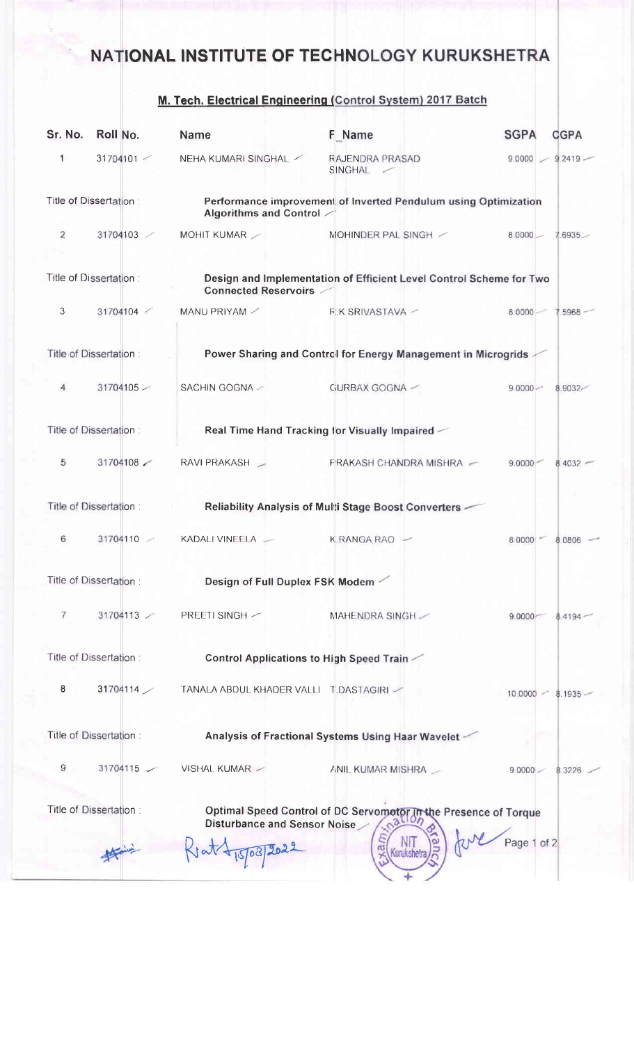# NATIONAL INSTITUTE OF TECHNOLOGY KURUKSHETRA

## M. Tech. Electrical Engineering (Control System) 2017 Batch

| Sr. No. | Roll No. | Name | F_Name | SGPA | CGPA |
|---|---|---|---|---|---|
| 1 | 31704101 | NEHA KUMARI SINGHAL | RAJENDRA PRASAD SINGHAL | 9.0000 | 9.2419 |
| Title of Dissertation : | | **Performance improvement of Inverted Pendulum using Optimization Algorithms and Control** | | | |
| 2 | 31704103 | MOHIT KUMAR | MOHINDER PAL SINGH | 8.0000 | 7.6935 |
| Title of Dissertation : | | **Design and Implementation of Efficient Level Control Scheme for Two Connected Reservoirs** | | | |
| 3 | 31704104 | MANU PRIYAM | R.K SRIVASTAVA | 8.0000 | 7.5968 |
| Title of Dissertation : | | **Power Sharing and Control for Energy Management in Microgrids** | | | |
| 4 | 31704105 | SACHIN GOGNA | GURBAX GOGNA | 9.0000 | 8.9032 |
| Title of Dissertation : | | **Real Time Hand Tracking for Visually Impaired** | | | |
| 5 | 31704108 | RAVI PRAKASH | PRAKASH CHANDRA MISHRA | 9.0000 | 8.4032 |
| Title of Dissertation : | | **Reliability Analysis of Multi Stage Boost Converters** | | | |
| 6 | 31704110 | KADALI VINEELA | K.RANGA RAO | 8.0000 | 8.0806 |
| Title of Dissertation : | | **Design of Full Duplex FSK Modem** | | | |
| 7 | 31704113 | PREETI SINGH | MAHENDRA SINGH | 9.0000 | 8.4194 |
| Title of Dissertation : | | **Control Applications to High Speed Train** | | | |
| 8 | 31704114 | TANALA ABDUL KHADER VALLI | T.DASTAGIRI | 10.0000 | 8.1935 |
| Title of Dissertation : | | **Analysis of Fractional Systems Using Haar Wavelet** | | | |
| 9 | 31704115 | VISHAL KUMAR | ANIL KUMAR MISHRA | 9.0000 | 8.3226 |
| Title of Dissertation : | | **Optimal Speed Control of DC Servomotor in the Presence of Torque Disturbance and Sensor Noise** | | | |

15/03/2022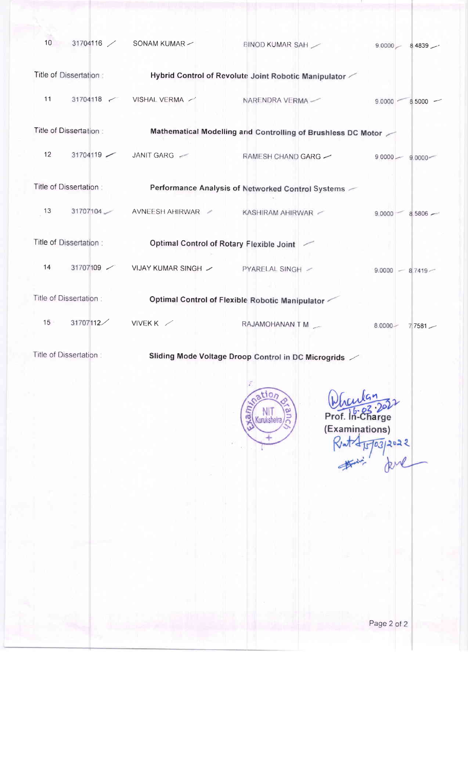| | | | | | |
|---|---|---|---|---|---|
| 10 | 31704116 | SONAM KUMAR | BINOD KUMAR SAH | 9.0000 | 8.4839 |
| Title of Dissertation : | Hybrid Control of Revolute Joint Robotic Manipulator | | | | |
| 11 | 31704118 | VISHAL VERMA | NARENDRA VERMA | 9.0000 | 8.5000 |
| Title of Dissertation : | Mathematical Modelling and Controlling of Brushless DC Motor | | | | |
| 12 | 31704119 | JANIT GARG | RAMESH CHAND GARG | 9.0000 | 9.0000 |
| Title of Dissertation : | Performance Analysis of Networked Control Systems | | | | |
| 13 | 31707104 | AVNEESH AHIRWAR | KASHIRAM AHIRWAR | 9.0000 | 8.5806 |
| Title of Dissertation : | Optimal Control of Rotary Flexible Joint | | | | |
| 14 | 31707109 | VIJAY KUMAR SINGH | PYARELAL SINGH | 9.0000 | 8.7419 |
| Title of Dissertation : | Optimal Control of Flexible Robotic Manipulator | | | | |
| 15 | 31707112 | VIVEK K | RAJAMOHANAN T M | 8.0000 | 7.7581 |
| Title of Dissertation : | Sliding Mode Voltage Droop Control in DC Microgrids | | | | |

Examination Branch NIT Kurukshetra

16-03-2022

Prof. In-Charge
(Examinations)

15/03/2022